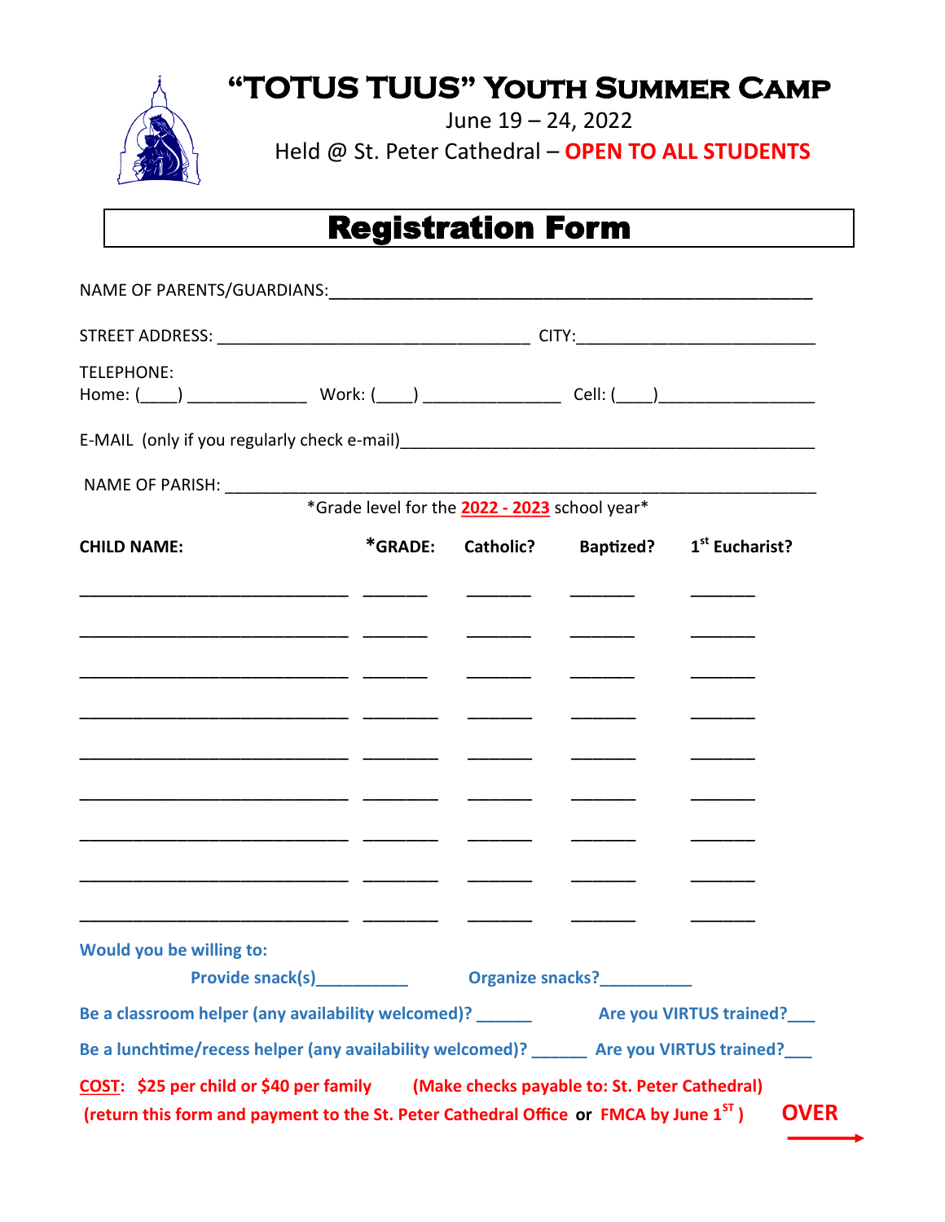# "TOTUS TUUS" YOUTH SUMMER CAMP

June 19 – 24, 2022

Held @ St. Peter Cathedral – **OPEN TO ALL STUDENTS**

## Registration Form

NAME OF PARENTS/GUARDIANS:_______________________________________________________

STREET ADDRESS: __________________________________ CITY:__________________________

TELEPHONE:
Home: (____) _____________ Work: (____) ______________ Cell: (____)________________

E-MAIL (only if you regularly check e-mail)_____________________________________________

NAME OF PARISH: ______________________________________________________________

*Grade level for the **2022 - 2023** school year*

| CHILD NAME: | *GRADE: | Catholic? | Baptized? | 1st Eucharist? |
|---|---|---|---|---|
| | | | | |
| | | | | |
| | | | | |
| | | | | |
| | | | | |
| | | | | |
| | | | | |
| | | | | |
| | | | | |

**Would you be willing to:**

**Provide snack(s)__________** **Organize snacks?__________**

**Be a classroom helper (any availability welcomed)? ______** **Are you VIRTUS trained?___**

**Be a lunchtime/recess helper (any availability welcomed)? ______** **Are you VIRTUS trained?___**

**COST: $25 per child or $40 per family** **(Make checks payable to: St. Peter Cathedral)**

**(return this form and payment to the St. Peter Cathedral Office or FMCA by June 1st)**

**OVER →**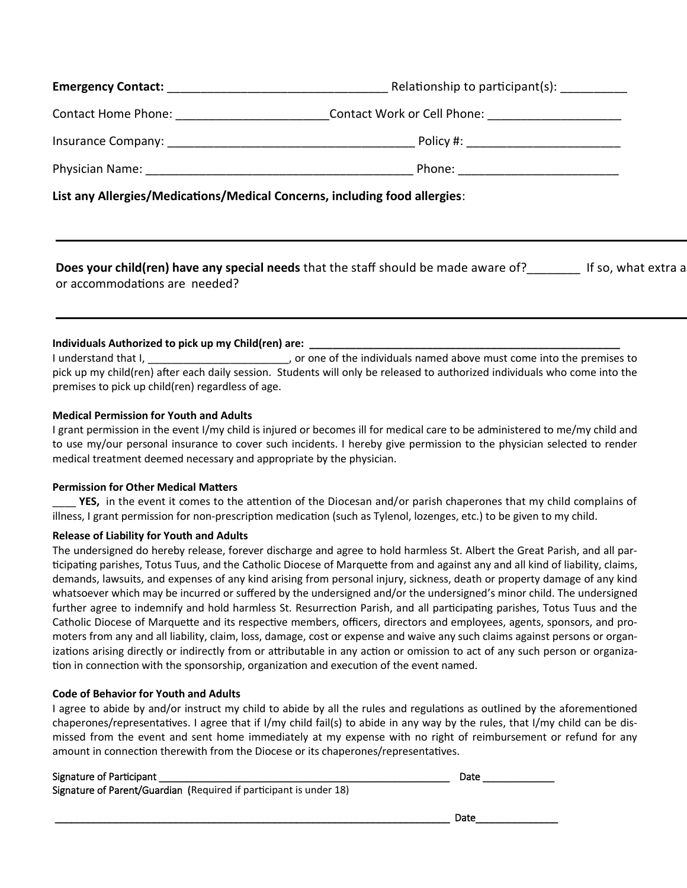**Emergency Contact:** ________________________________ Relationship to participant(s): __________

Contact Home Phone: ______________________Contact Work or Cell Phone: ___________________

Insurance Company: _____________________________________ Policy #: _______________________

Physician Name: _________________________________________ Phone: ________________________

**List any Allergies/Medications/Medical Concerns, including food allergies**:

---

**Does your child(ren) have any special needs** that the staff should be made aware of?________ If so, what extra a or accommodations are needed?

---

**Individuals Authorized to pick up my Child(ren) are:** ______________________________________________________

I understand that I, ________________________, or one of the individuals named above must come into the premises to pick up my child(ren) after each daily session. Students will only be released to authorized individuals who come into the premises to pick up child(ren) regardless of age.

**Medical Permission for Youth and Adults**

I grant permission in the event I/my child is injured or becomes ill for medical care to be administered to me/my child and to use my/our personal insurance to cover such incidents. I hereby give permission to the physician selected to render medical treatment deemed necessary and appropriate by the physician.

**Permission for Other Medical Matters**

____ **YES,** in the event it comes to the attention of the Diocesan and/or parish chaperones that my child complains of illness, I grant permission for non-prescription medication (such as Tylenol, lozenges, etc.) to be given to my child.

**Release of Liability for Youth and Adults**

The undersigned do hereby release, forever discharge and agree to hold harmless St. Albert the Great Parish, and all participating parishes, Totus Tuus, and the Catholic Diocese of Marquette from and against any and all kind of liability, claims, demands, lawsuits, and expenses of any kind arising from personal injury, sickness, death or property damage of any kind whatsoever which may be incurred or suffered by the undersigned and/or the undersigned's minor child. The undersigned further agree to indemnify and hold harmless St. Resurrection Parish, and all participating parishes, Totus Tuus and the Catholic Diocese of Marquette and its respective members, officers, directors and employees, agents, sponsors, and promoters from any and all liability, claim, loss, damage, cost or expense and waive any such claims against persons or organizations arising directly or indirectly from or attributable in any action or omission to act of any such person or organization in connection with the sponsorship, organization and execution of the event named.

**Code of Behavior for Youth and Adults**

I agree to abide by and/or instruct my child to abide by all the rules and regulations as outlined by the aforementioned chaperones/representatives. I agree that if I/my child fail(s) to abide in any way by the rules, that I/my child can be dismissed from the event and sent home immediately at my expense with no right of reimbursement or refund for any amount in connection therewith from the Diocese or its chaperones/representatives.

Signature of Participant ______________________________________________________ Date _____________

Signature of Parent/Guardian (Required if participant is under 18)

______________________________________________________________________ Date______________